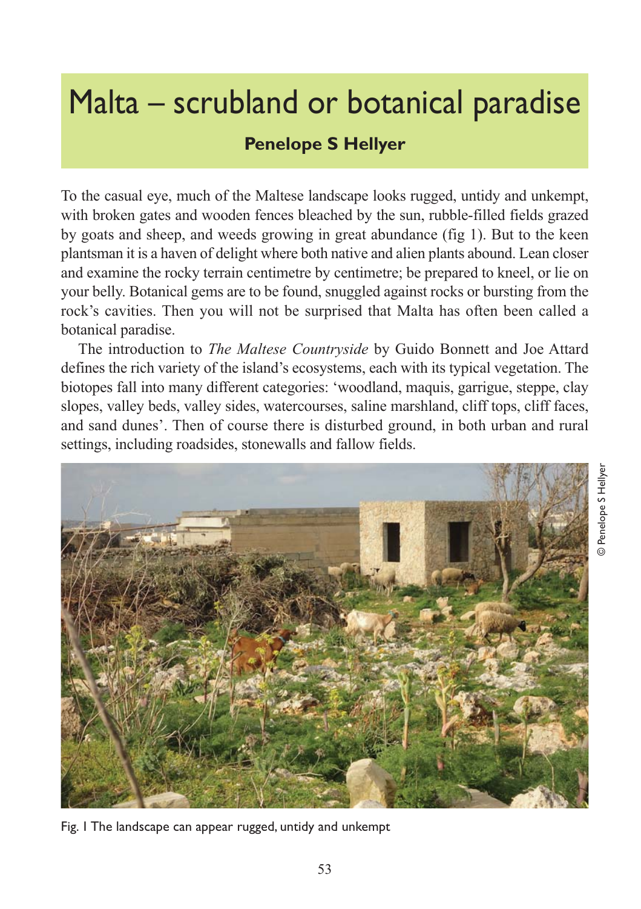# Malta – scrubland or botanical paradise

**Penelope S Hellyer**

To the casual eye, much of the Maltese landscape looks rugged, untidy and unkempt, with broken gates and wooden fences bleached by the sun, rubble-filled fields grazed by goats and sheep, and weeds growing in great abundance (fig 1). But to the keen plantsman it is a haven of delight where both native and alien plants abound. Lean closer and examine the rocky terrain centimetre by centimetre; be prepared to kneel, or lie on your belly. Botanical gems are to be found, snuggled against rocks or bursting from the rock's cavities. Then you will not be surprised that Malta has often been called a botanical paradise.

The introduction to *The Maltese Countryside* by Guido Bonnett and Joe Attard defines the rich variety of the island's ecosystems, each with its typical vegetation. The biotopes fall into many different categories: 'woodland, maquis, garrigue, steppe, clay slopes, valley beds, valley sides, watercourses, saline marshland, cliff tops, cliff faces, and sand dunes'. Then of course there is disturbed ground, in both urban and rural settings, including roadsides, stonewalls and fallow fields.

© Penelope S Hellyer

Fig. 1 The landscape can appear rugged, untidy and unkempt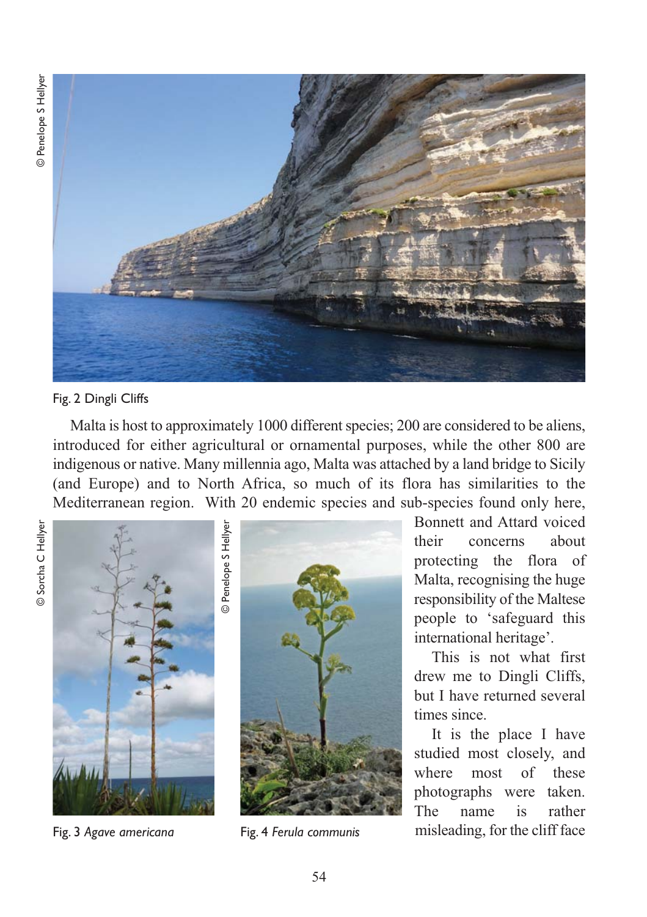Fig. 2 Dingli Cliffs

Malta is host to approximately 1000 different species; 200 are considered to be aliens, introduced for either agricultural or ornamental purposes, while the other 800 are indigenous or native. Many millennia ago, Malta was attached by a land bridge to Sicily (and Europe) and to North Africa, so much of its flora has similarities to the Mediterranean region. With 20 endemic species and sub-species found only here, Bonnett and Attard voiced their concerns about protecting the flora of Malta, recognising the huge responsibility of the Maltese people to 'safeguard this international heritage'.

This is not what first drew me to Dingli Cliffs, but I have returned several times since.

It is the place I have studied most closely, and where most of these photographs were taken. The name is rather misleading, for the cliff face

Fig. 3 *Agave americana*

Fig. 4 *Ferula communis*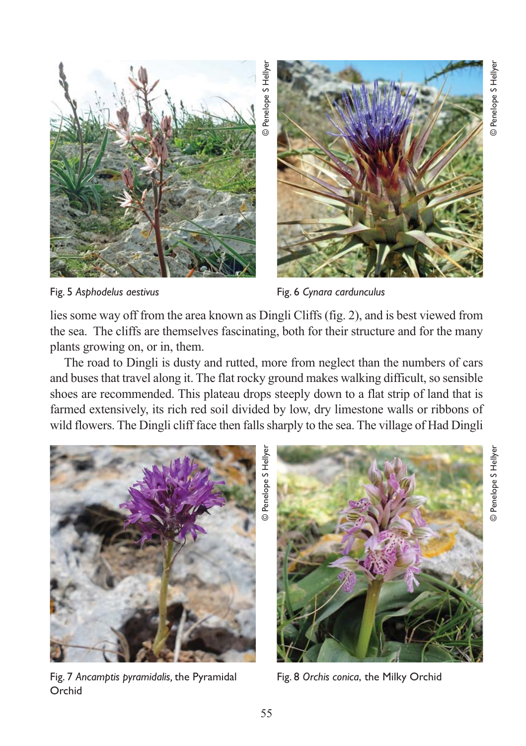Fig. 5 *Asphodelus aestivus*

Fig. 6 *Cynara cardunculus*

lies some way off from the area known as Dingli Cliffs (fig. 2), and is best viewed from the sea. The cliffs are themselves fascinating, both for their structure and for the many plants growing on, or in, them.

The road to Dingli is dusty and rutted, more from neglect than the numbers of cars and buses that travel along it. The flat rocky ground makes walking difficult, so sensible shoes are recommended. This plateau drops steeply down to a flat strip of land that is farmed extensively, its rich red soil divided by low, dry limestone walls or ribbons of wild flowers. The Dingli cliff face then falls sharply to the sea. The village of Had Dingli

Fig. 7 *Ancamptis pyramidalis*, the Pyramidal Orchid

Fig. 8 *Orchis conica*, the Milky Orchid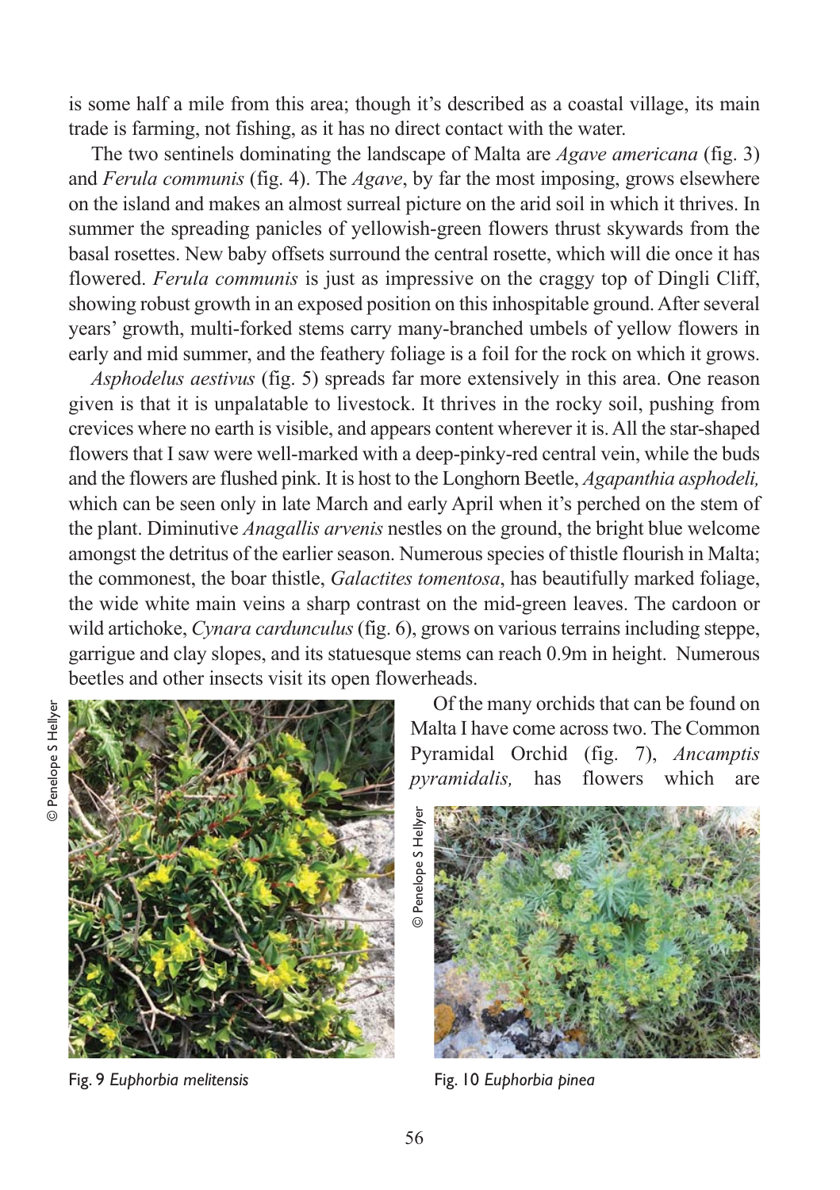is some half a mile from this area; though it's described as a coastal village, its main trade is farming, not fishing, as it has no direct contact with the water.

The two sentinels dominating the landscape of Malta are *Agave americana* (fig. 3) and *Ferula communis* (fig. 4). The *Agave*, by far the most imposing, grows elsewhere on the island and makes an almost surreal picture on the arid soil in which it thrives. In summer the spreading panicles of yellowish-green flowers thrust skywards from the basal rosettes. New baby offsets surround the central rosette, which will die once it has flowered. *Ferula communis* is just as impressive on the craggy top of Dingli Cliff, showing robust growth in an exposed position on this inhospitable ground. After several years' growth, multi-forked stems carry many-branched umbels of yellow flowers in early and mid summer, and the feathery foliage is a foil for the rock on which it grows.

*Asphodelus aestivus* (fig. 5) spreads far more extensively in this area. One reason given is that it is unpalatable to livestock. It thrives in the rocky soil, pushing from crevices where no earth is visible, and appears content wherever it is. All the star-shaped flowers that I saw were well-marked with a deep-pinky-red central vein, while the buds and the flowers are flushed pink. It is host to the Longhorn Beetle, *Agapanthia asphodeli,* which can be seen only in late March and early April when it's perched on the stem of the plant. Diminutive *Anagallis arvenis* nestles on the ground, the bright blue welcome amongst the detritus of the earlier season. Numerous species of thistle flourish in Malta; the commonest, the boar thistle, *Galactites tomentosa*, has beautifully marked foliage, the wide white main veins a sharp contrast on the mid-green leaves. The cardoon or wild artichoke, *Cynara cardunculus* (fig. 6), grows on various terrains including steppe, garrigue and clay slopes, and its statuesque stems can reach 0.9m in height. Numerous beetles and other insects visit its open flowerheads.

Of the many orchids that can be found on Malta I have come across two. The Common Pyramidal Orchid (fig. 7), *Ancamptis pyramidalis,* has flowers which are

© Penelope S Hellyer

Fig. 9 *Euphorbia melitensis*

© Penelope S Hellyer

Fig. 10 *Euphorbia pinea*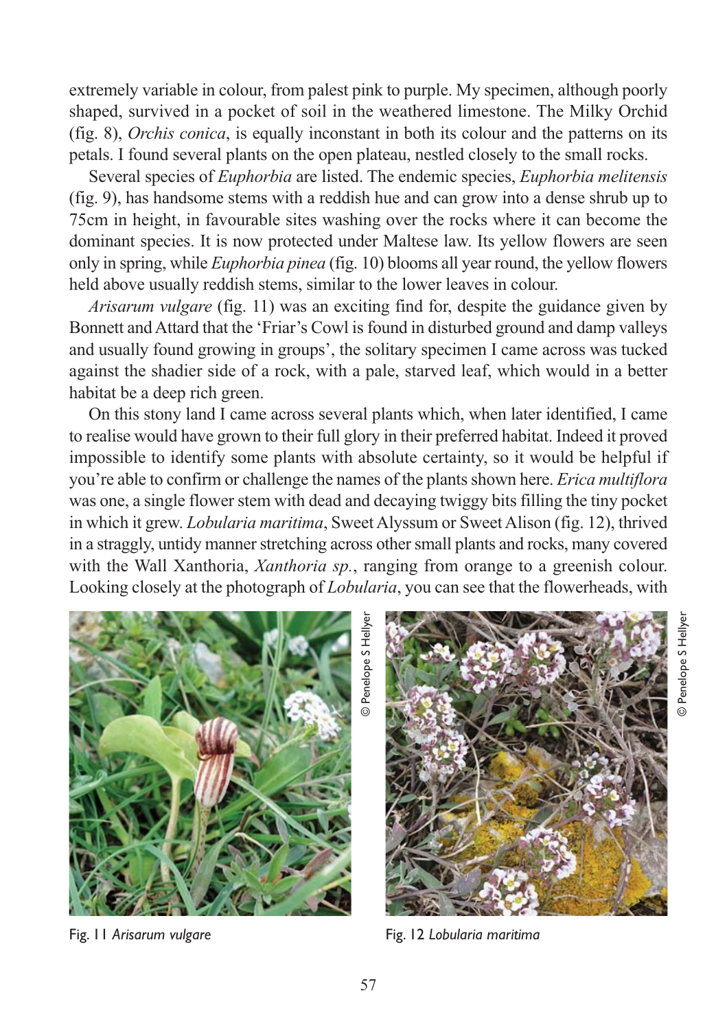extremely variable in colour, from palest pink to purple. My specimen, although poorly shaped, survived in a pocket of soil in the weathered limestone. The Milky Orchid (fig. 8), *Orchis conica*, is equally inconstant in both its colour and the patterns on its petals. I found several plants on the open plateau, nestled closely to the small rocks.

Several species of *Euphorbia* are listed. The endemic species, *Euphorbia melitensis* (fig. 9), has handsome stems with a reddish hue and can grow into a dense shrub up to 75cm in height, in favourable sites washing over the rocks where it can become the dominant species. It is now protected under Maltese law. Its yellow flowers are seen only in spring, while *Euphorbia pinea* (fig. 10) blooms all year round, the yellow flowers held above usually reddish stems, similar to the lower leaves in colour.

*Arisarum vulgare* (fig. 11) was an exciting find for, despite the guidance given by Bonnett and Attard that the 'Friar's Cowl is found in disturbed ground and damp valleys and usually found growing in groups', the solitary specimen I came across was tucked against the shadier side of a rock, with a pale, starved leaf, which would in a better habitat be a deep rich green.

On this stony land I came across several plants which, when later identified, I came to realise would have grown to their full glory in their preferred habitat. Indeed it proved impossible to identify some plants with absolute certainty, so it would be helpful if you're able to confirm or challenge the names of the plants shown here. *Erica multiflora* was one, a single flower stem with dead and decaying twiggy bits filling the tiny pocket in which it grew. *Lobularia maritima*, Sweet Alyssum or Sweet Alison (fig. 12), thrived in a straggly, untidy manner stretching across other small plants and rocks, many covered with the Wall Xanthoria, *Xanthoria sp.*, ranging from orange to a greenish colour. Looking closely at the photograph of *Lobularia*, you can see that the flowerheads, with

© Penelope S Hellyer

Fig. 11 *Arisarum vulgare*

© Penelope S Hellyer

Fig. 12 *Lobularia maritima*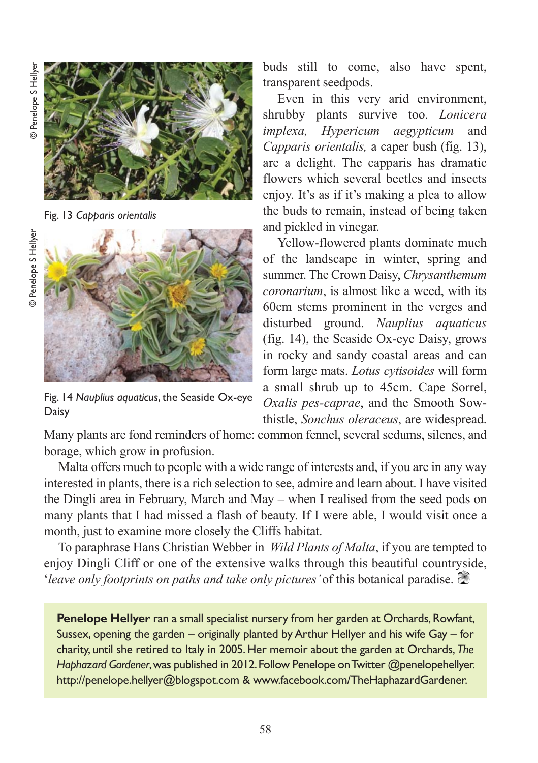buds still to come, also have spent, transparent seedpods.

Even in this very arid environment, shrubby plants survive too. *Lonicera implexa, Hypericum aegypticum* and *Capparis orientalis,* a caper bush (fig. 13), are a delight. The capparis has dramatic flowers which several beetles and insects enjoy. It's as if it's making a plea to allow the buds to remain, instead of being taken and pickled in vinegar.

© Penelope S Hellyer

Fig. 13 *Capparis orientalis*

Yellow-flowered plants dominate much of the landscape in winter, spring and summer. The Crown Daisy, *Chrysanthemum coronarium*, is almost like a weed, with its 60cm stems prominent in the verges and disturbed ground. *Nauplius aquaticus* (fig. 14), the Seaside Ox-eye Daisy, grows in rocky and sandy coastal areas and can form large mats. *Lotus cytisoides* will form a small shrub up to 45cm. Cape Sorrel, *Oxalis pes-caprae*, and the Smooth Sow-thistle, *Sonchus oleraceus*, are widespread. Many plants are fond reminders of home: common fennel, several sedums, silenes, and borage, which grow in profusion.

© Penelope S Hellyer

Fig. 14 *Nauplius aquaticus*, the Seaside Ox-eye Daisy

Malta offers much to people with a wide range of interests and, if you are in any way interested in plants, there is a rich selection to see, admire and learn about. I have visited the Dingli area in February, March and May – when I realised from the seed pods on many plants that I had missed a flash of beauty. If I were able, I would visit once a month, just to examine more closely the Cliffs habitat.

To paraphrase Hans Christian Webber in *Wild Plants of Malta*, if you are tempted to enjoy Dingli Cliff or one of the extensive walks through this beautiful countryside, '*leave only footprints on paths and take only pictures*' of this botanical paradise.

**Penelope Hellyer** ran a small specialist nursery from her garden at Orchards, Rowfant, Sussex, opening the garden – originally planted by Arthur Hellyer and his wife Gay – for charity, until she retired to Italy in 2005. Her memoir about the garden at Orchards, *The Haphazard Gardener*, was published in 2012. Follow Penelope on Twitter @penelopehellyer. http://penelope.hellyer@blogspot.com & www.facebook.com/TheHaphazardGardener.